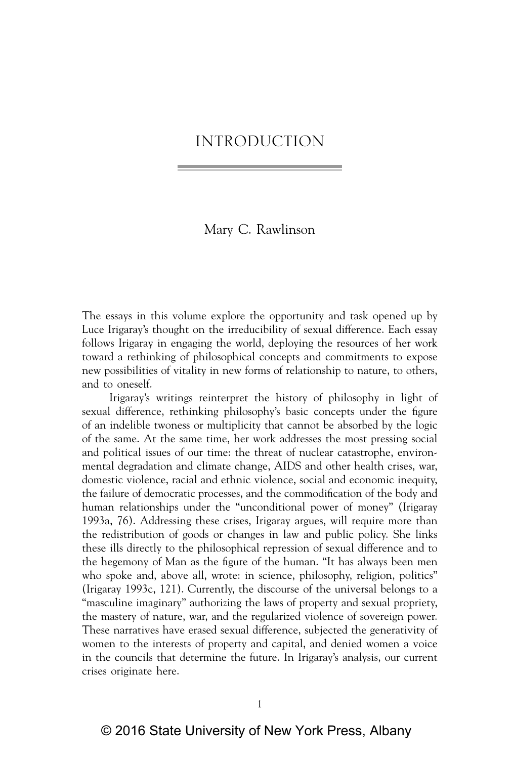# INTRODUCTION

Mary C. Rawlinson

The essays in this volume explore the opportunity and task opened up by Luce Irigaray's thought on the irreducibility of sexual difference. Each essay follows Irigaray in engaging the world, deploying the resources of her work toward a rethinking of philosophical concepts and commitments to expose new possibilities of vitality in new forms of relationship to nature, to others, and to oneself.

Irigaray's writings reinterpret the history of philosophy in light of sexual difference, rethinking philosophy's basic concepts under the figure of an indelible twoness or multiplicity that cannot be absorbed by the logic of the same. At the same time, her work addresses the most pressing social and political issues of our time: the threat of nuclear catastrophe, environmental degradation and climate change, AIDS and other health crises, war, domestic violence, racial and ethnic violence, social and economic inequity, the failure of democratic processes, and the commodification of the body and human relationships under the "unconditional power of money" (Irigaray 1993a, 76). Addressing these crises, Irigaray argues, will require more than the redistribution of goods or changes in law and public policy. She links these ills directly to the philosophical repression of sexual difference and to the hegemony of Man as the figure of the human. "It has always been men who spoke and, above all, wrote: in science, philosophy, religion, politics" (Irigaray 1993c, 121). Currently, the discourse of the universal belongs to a "masculine imaginary" authorizing the laws of property and sexual propriety, the mastery of nature, war, and the regularized violence of sovereign power. These narratives have erased sexual difference, subjected the generativity of women to the interests of property and capital, and denied women a voice in the councils that determine the future. In Irigaray's analysis, our current crises originate here.

© 2016 State University of New York Press, Albany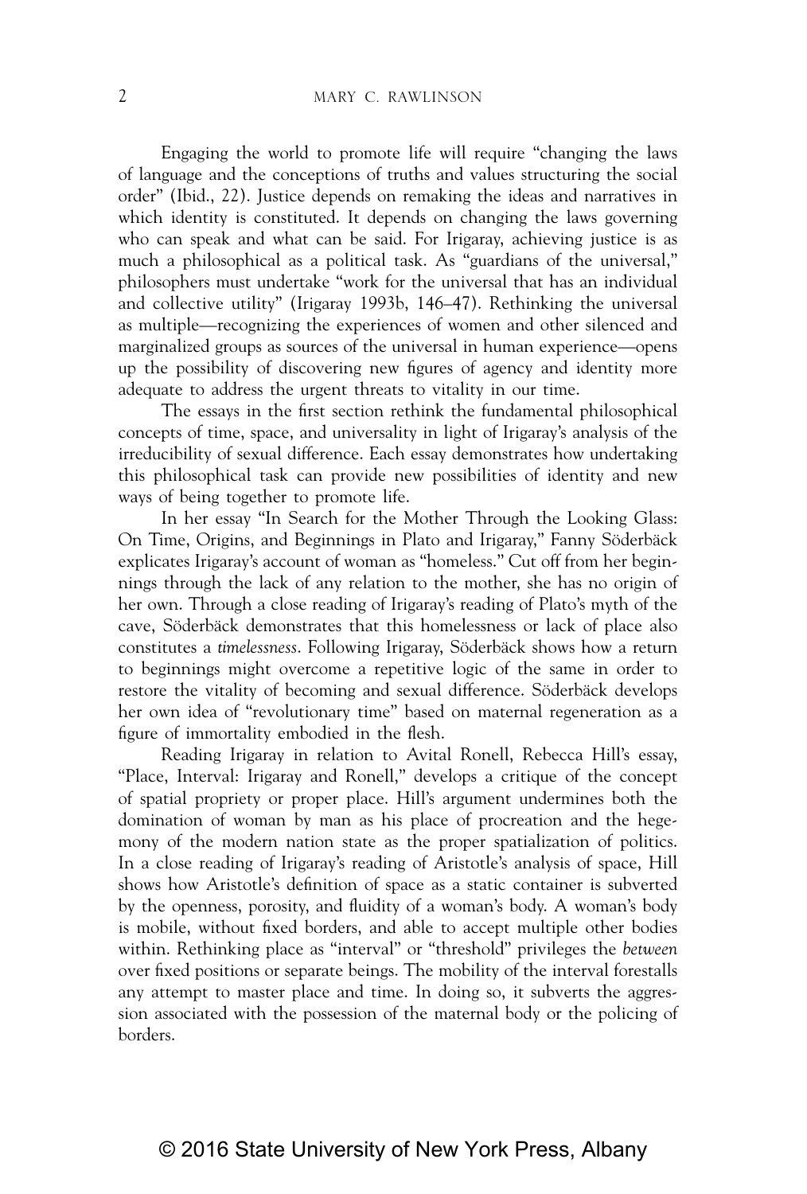Engaging the world to promote life will require "changing the laws of language and the conceptions of truths and values structuring the social order" (Ibid., 22). Justice depends on remaking the ideas and narratives in which identity is constituted. It depends on changing the laws governing who can speak and what can be said. For Irigaray, achieving justice is as much a philosophical as a political task. As "guardians of the universal," philosophers must undertake "work for the universal that has an individual and collective utility" (Irigaray 1993b, 146–47). Rethinking the universal as multiple—recognizing the experiences of women and other silenced and marginalized groups as sources of the universal in human experience—opens up the possibility of discovering new figures of agency and identity more adequate to address the urgent threats to vitality in our time.

The essays in the first section rethink the fundamental philosophical concepts of time, space, and universality in light of Irigaray's analysis of the irreducibility of sexual difference. Each essay demonstrates how undertaking this philosophical task can provide new possibilities of identity and new ways of being together to promote life.

In her essay "In Search for the Mother Through the Looking Glass: On Time, Origins, and Beginnings in Plato and Irigaray," Fanny Söderbäck explicates Irigaray's account of woman as "homeless." Cut off from her beginnings through the lack of any relation to the mother, she has no origin of her own. Through a close reading of Irigaray's reading of Plato's myth of the cave, Söderbäck demonstrates that this homelessness or lack of place also constitutes a *timelessness*. Following Irigaray, Söderbäck shows how a return to beginnings might overcome a repetitive logic of the same in order to restore the vitality of becoming and sexual difference. Söderbäck develops her own idea of "revolutionary time" based on maternal regeneration as a figure of immortality embodied in the flesh.

Reading Irigaray in relation to Avital Ronell, Rebecca Hill's essay, "Place, Interval: Irigaray and Ronell," develops a critique of the concept of spatial propriety or proper place. Hill's argument undermines both the domination of woman by man as his place of procreation and the hegemony of the modern nation state as the proper spatialization of politics. In a close reading of Irigaray's reading of Aristotle's analysis of space, Hill shows how Aristotle's definition of space as a static container is subverted by the openness, porosity, and fluidity of a woman's body. A woman's body is mobile, without fixed borders, and able to accept multiple other bodies within. Rethinking place as "interval" or "threshold" privileges the *between* over fixed positions or separate beings. The mobility of the interval forestalls any attempt to master place and time. In doing so, it subverts the aggression associated with the possession of the maternal body or the policing of borders.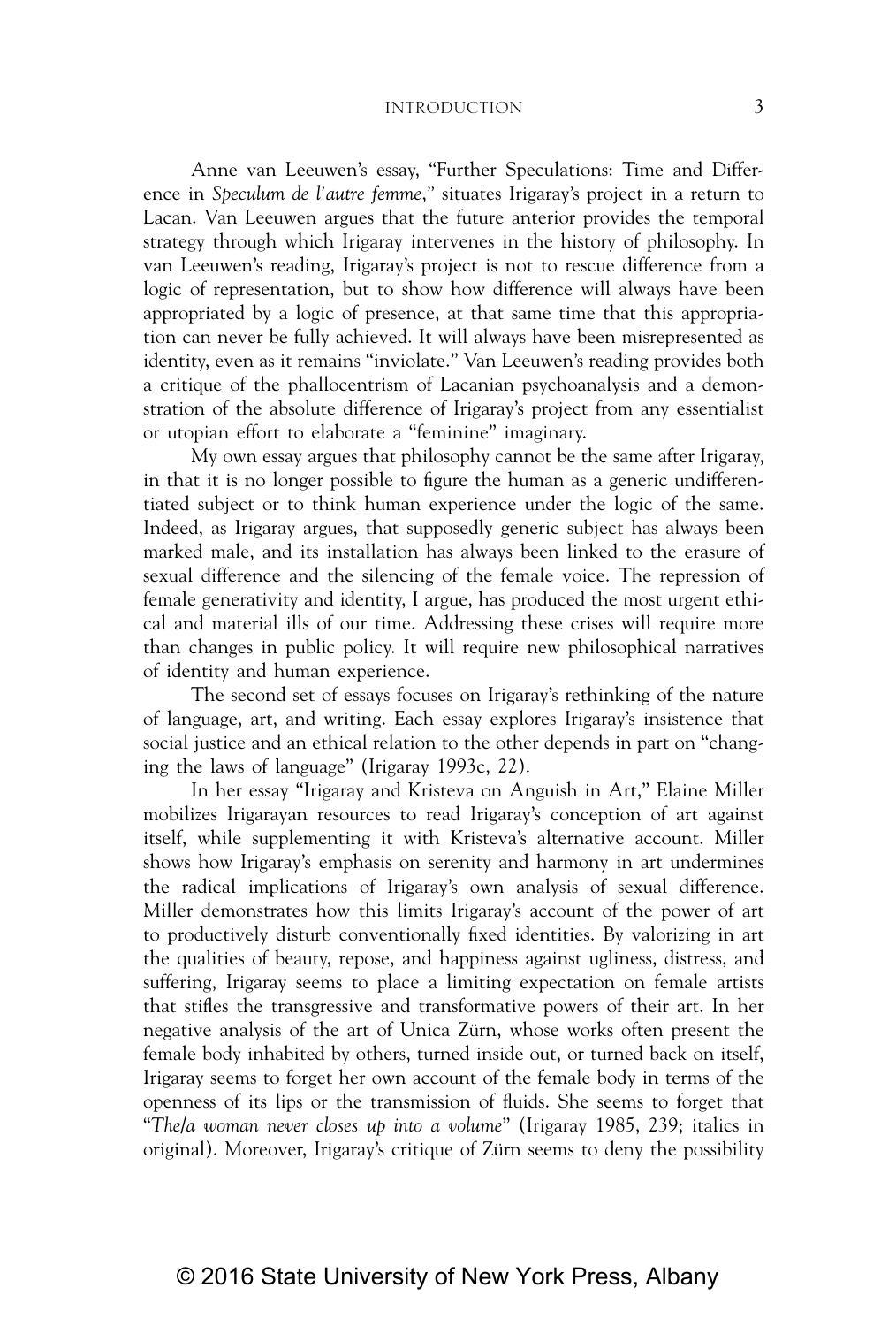Anne van Leeuwen's essay, "Further Speculations: Time and Difference in *Speculum de l'autre femme*," situates Irigaray's project in a return to Lacan. Van Leeuwen argues that the future anterior provides the temporal strategy through which Irigaray intervenes in the history of philosophy. In van Leeuwen's reading, Irigaray's project is not to rescue difference from a logic of representation, but to show how difference will always have been appropriated by a logic of presence, at that same time that this appropriation can never be fully achieved. It will always have been misrepresented as identity, even as it remains "inviolate." Van Leeuwen's reading provides both a critique of the phallocentrism of Lacanian psychoanalysis and a demonstration of the absolute difference of Irigaray's project from any essentialist or utopian effort to elaborate a "feminine" imaginary.

My own essay argues that philosophy cannot be the same after Irigaray, in that it is no longer possible to figure the human as a generic undifferentiated subject or to think human experience under the logic of the same. Indeed, as Irigaray argues, that supposedly generic subject has always been marked male, and its installation has always been linked to the erasure of sexual difference and the silencing of the female voice. The repression of female generativity and identity, I argue, has produced the most urgent ethical and material ills of our time. Addressing these crises will require more than changes in public policy. It will require new philosophical narratives of identity and human experience.

The second set of essays focuses on Irigaray's rethinking of the nature of language, art, and writing. Each essay explores Irigaray's insistence that social justice and an ethical relation to the other depends in part on "changing the laws of language" (Irigaray 1993c, 22).

In her essay "Irigaray and Kristeva on Anguish in Art," Elaine Miller mobilizes Irigarayan resources to read Irigaray's conception of art against itself, while supplementing it with Kristeva's alternative account. Miller shows how Irigaray's emphasis on serenity and harmony in art undermines the radical implications of Irigaray's own analysis of sexual difference. Miller demonstrates how this limits Irigaray's account of the power of art to productively disturb conventionally fixed identities. By valorizing in art the qualities of beauty, repose, and happiness against ugliness, distress, and suffering, Irigaray seems to place a limiting expectation on female artists that stifles the transgressive and transformative powers of their art. In her negative analysis of the art of Unica Zürn, whose works often present the female body inhabited by others, turned inside out, or turned back on itself, Irigaray seems to forget her own account of the female body in terms of the openness of its lips or the transmission of fluids. She seems to forget that "*The/a woman never closes up into a volume*" (Irigaray 1985, 239; italics in original). Moreover, Irigaray's critique of Zürn seems to deny the possibility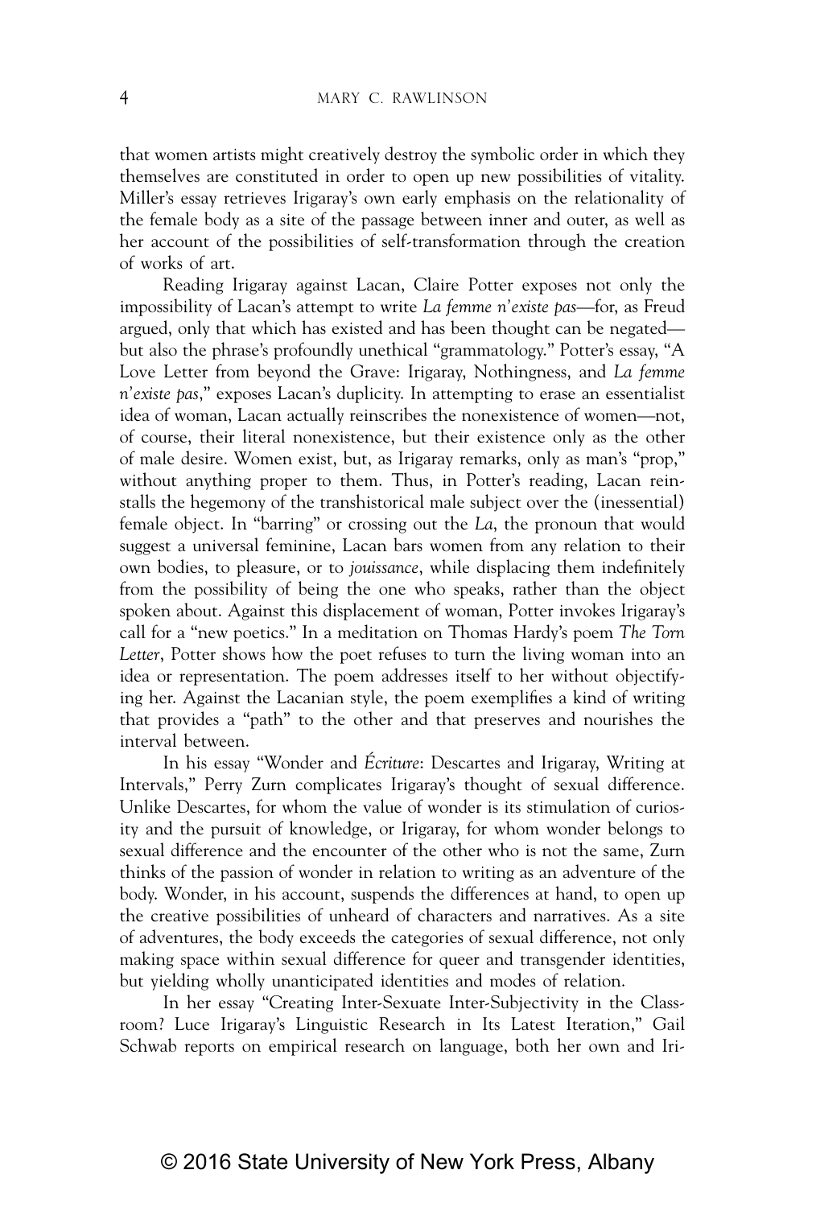that women artists might creatively destroy the symbolic order in which they themselves are constituted in order to open up new possibilities of vitality. Miller's essay retrieves Irigaray's own early emphasis on the relationality of the female body as a site of the passage between inner and outer, as well as her account of the possibilities of self-transformation through the creation of works of art.

Reading Irigaray against Lacan, Claire Potter exposes not only the impossibility of Lacan's attempt to write *La femme n'existe pas*—for, as Freud argued, only that which has existed and has been thought can be negated—but also the phrase's profoundly unethical "grammatology." Potter's essay, "A Love Letter from beyond the Grave: Irigaray, Nothingness, and *La femme n'existe pas*," exposes Lacan's duplicity. In attempting to erase an essentialist idea of woman, Lacan actually reinscribes the nonexistence of women—not, of course, their literal nonexistence, but their existence only as the other of male desire. Women exist, but, as Irigaray remarks, only as man's "prop," without anything proper to them. Thus, in Potter's reading, Lacan reinstalls the hegemony of the transhistorical male subject over the (inessential) female object. In "barring" or crossing out the *La*, the pronoun that would suggest a universal feminine, Lacan bars women from any relation to their own bodies, to pleasure, or to *jouissance*, while displacing them indefinitely from the possibility of being the one who speaks, rather than the object spoken about. Against this displacement of woman, Potter invokes Irigaray's call for a "new poetics." In a meditation on Thomas Hardy's poem *The Torn Letter*, Potter shows how the poet refuses to turn the living woman into an idea or representation. The poem addresses itself to her without objectifying her. Against the Lacanian style, the poem exemplifies a kind of writing that provides a "path" to the other and that preserves and nourishes the interval between.

In his essay "Wonder and *Écriture*: Descartes and Irigaray, Writing at Intervals," Perry Zurn complicates Irigaray's thought of sexual difference. Unlike Descartes, for whom the value of wonder is its stimulation of curiosity and the pursuit of knowledge, or Irigaray, for whom wonder belongs to sexual difference and the encounter of the other who is not the same, Zurn thinks of the passion of wonder in relation to writing as an adventure of the body. Wonder, in his account, suspends the differences at hand, to open up the creative possibilities of unheard of characters and narratives. As a site of adventures, the body exceeds the categories of sexual difference, not only making space within sexual difference for queer and transgender identities, but yielding wholly unanticipated identities and modes of relation.

In her essay "Creating Inter-Sexuate Inter-Subjectivity in the Classroom? Luce Irigaray's Linguistic Research in Its Latest Iteration," Gail Schwab reports on empirical research on language, both her own and Iri-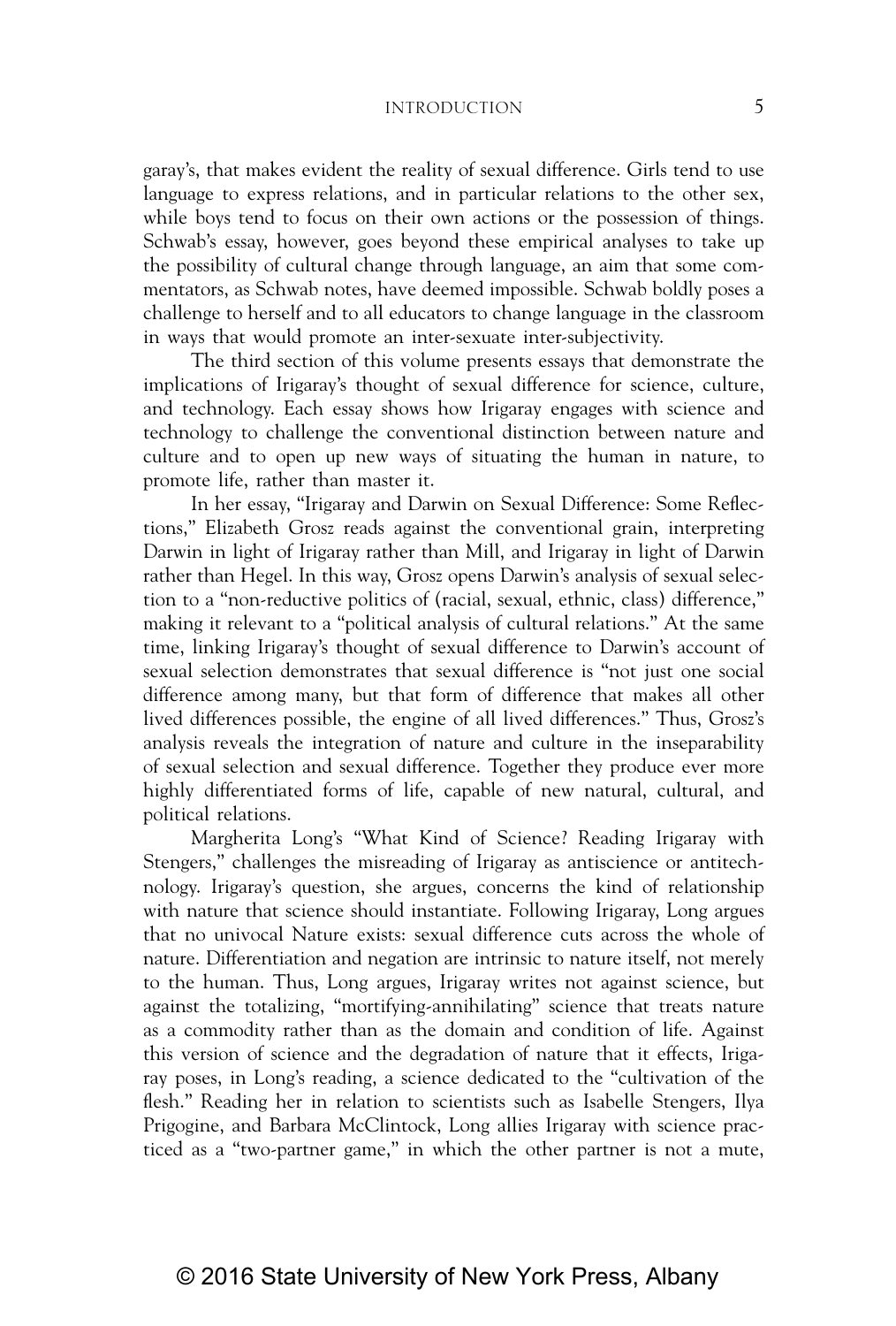garay's, that makes evident the reality of sexual difference. Girls tend to use language to express relations, and in particular relations to the other sex, while boys tend to focus on their own actions or the possession of things. Schwab's essay, however, goes beyond these empirical analyses to take up the possibility of cultural change through language, an aim that some commentators, as Schwab notes, have deemed impossible. Schwab boldly poses a challenge to herself and to all educators to change language in the classroom in ways that would promote an inter-sexuate inter-subjectivity.

The third section of this volume presents essays that demonstrate the implications of Irigaray's thought of sexual difference for science, culture, and technology. Each essay shows how Irigaray engages with science and technology to challenge the conventional distinction between nature and culture and to open up new ways of situating the human in nature, to promote life, rather than master it.

In her essay, "Irigaray and Darwin on Sexual Difference: Some Reflections," Elizabeth Grosz reads against the conventional grain, interpreting Darwin in light of Irigaray rather than Mill, and Irigaray in light of Darwin rather than Hegel. In this way, Grosz opens Darwin's analysis of sexual selection to a "non-reductive politics of (racial, sexual, ethnic, class) difference," making it relevant to a "political analysis of cultural relations." At the same time, linking Irigaray's thought of sexual difference to Darwin's account of sexual selection demonstrates that sexual difference is "not just one social difference among many, but that form of difference that makes all other lived differences possible, the engine of all lived differences." Thus, Grosz's analysis reveals the integration of nature and culture in the inseparability of sexual selection and sexual difference. Together they produce ever more highly differentiated forms of life, capable of new natural, cultural, and political relations.

Margherita Long's "What Kind of Science? Reading Irigaray with Stengers," challenges the misreading of Irigaray as antiscience or antitechnology. Irigaray's question, she argues, concerns the kind of relationship with nature that science should instantiate. Following Irigaray, Long argues that no univocal Nature exists: sexual difference cuts across the whole of nature. Differentiation and negation are intrinsic to nature itself, not merely to the human. Thus, Long argues, Irigaray writes not against science, but against the totalizing, "mortifying-annihilating" science that treats nature as a commodity rather than as the domain and condition of life. Against this version of science and the degradation of nature that it effects, Irigaray poses, in Long's reading, a science dedicated to the "cultivation of the flesh." Reading her in relation to scientists such as Isabelle Stengers, Ilya Prigogine, and Barbara McClintock, Long allies Irigaray with science practiced as a "two-partner game," in which the other partner is not a mute,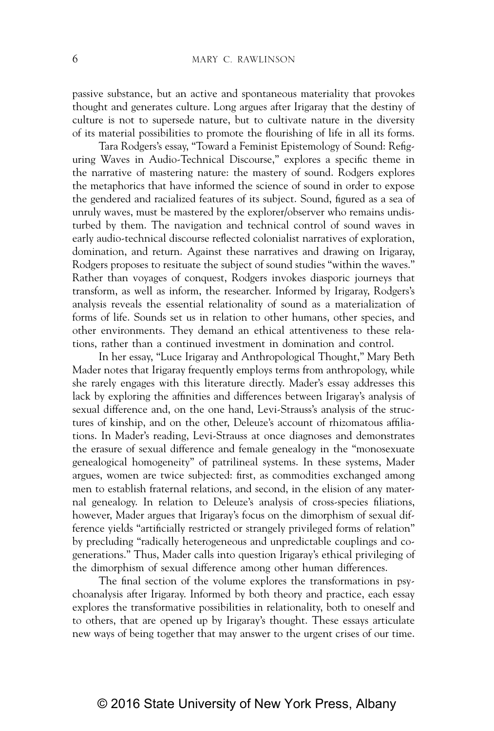passive substance, but an active and spontaneous materiality that provokes thought and generates culture. Long argues after Irigaray that the destiny of culture is not to supersede nature, but to cultivate nature in the diversity of its material possibilities to promote the flourishing of life in all its forms.

Tara Rodgers's essay, "Toward a Feminist Epistemology of Sound: Refiguring Waves in Audio-Technical Discourse," explores a specific theme in the narrative of mastering nature: the mastery of sound. Rodgers explores the metaphorics that have informed the science of sound in order to expose the gendered and racialized features of its subject. Sound, figured as a sea of unruly waves, must be mastered by the explorer/observer who remains undisturbed by them. The navigation and technical control of sound waves in early audio-technical discourse reflected colonialist narratives of exploration, domination, and return. Against these narratives and drawing on Irigaray, Rodgers proposes to resituate the subject of sound studies "within the waves." Rather than voyages of conquest, Rodgers invokes diasporic journeys that transform, as well as inform, the researcher. Informed by Irigaray, Rodgers's analysis reveals the essential relationality of sound as a materialization of forms of life. Sounds set us in relation to other humans, other species, and other environments. They demand an ethical attentiveness to these relations, rather than a continued investment in domination and control.

In her essay, "Luce Irigaray and Anthropological Thought," Mary Beth Mader notes that Irigaray frequently employs terms from anthropology, while she rarely engages with this literature directly. Mader's essay addresses this lack by exploring the affinities and differences between Irigaray's analysis of sexual difference and, on the one hand, Levi-Strauss's analysis of the structures of kinship, and on the other, Deleuze's account of rhizomatous affiliations. In Mader's reading, Levi-Strauss at once diagnoses and demonstrates the erasure of sexual difference and female genealogy in the "monosexuate genealogical homogeneity" of patrilineal systems. In these systems, Mader argues, women are twice subjected: first, as commodities exchanged among men to establish fraternal relations, and second, in the elision of any maternal genealogy. In relation to Deleuze's analysis of cross-species filiations, however, Mader argues that Irigaray's focus on the dimorphism of sexual difference yields "artificially restricted or strangely privileged forms of relation" by precluding "radically heterogeneous and unpredictable couplings and co-generations." Thus, Mader calls into question Irigaray's ethical privileging of the dimorphism of sexual difference among other human differences.

The final section of the volume explores the transformations in psychoanalysis after Irigaray. Informed by both theory and practice, each essay explores the transformative possibilities in relationality, both to oneself and to others, that are opened up by Irigaray's thought. These essays articulate new ways of being together that may answer to the urgent crises of our time.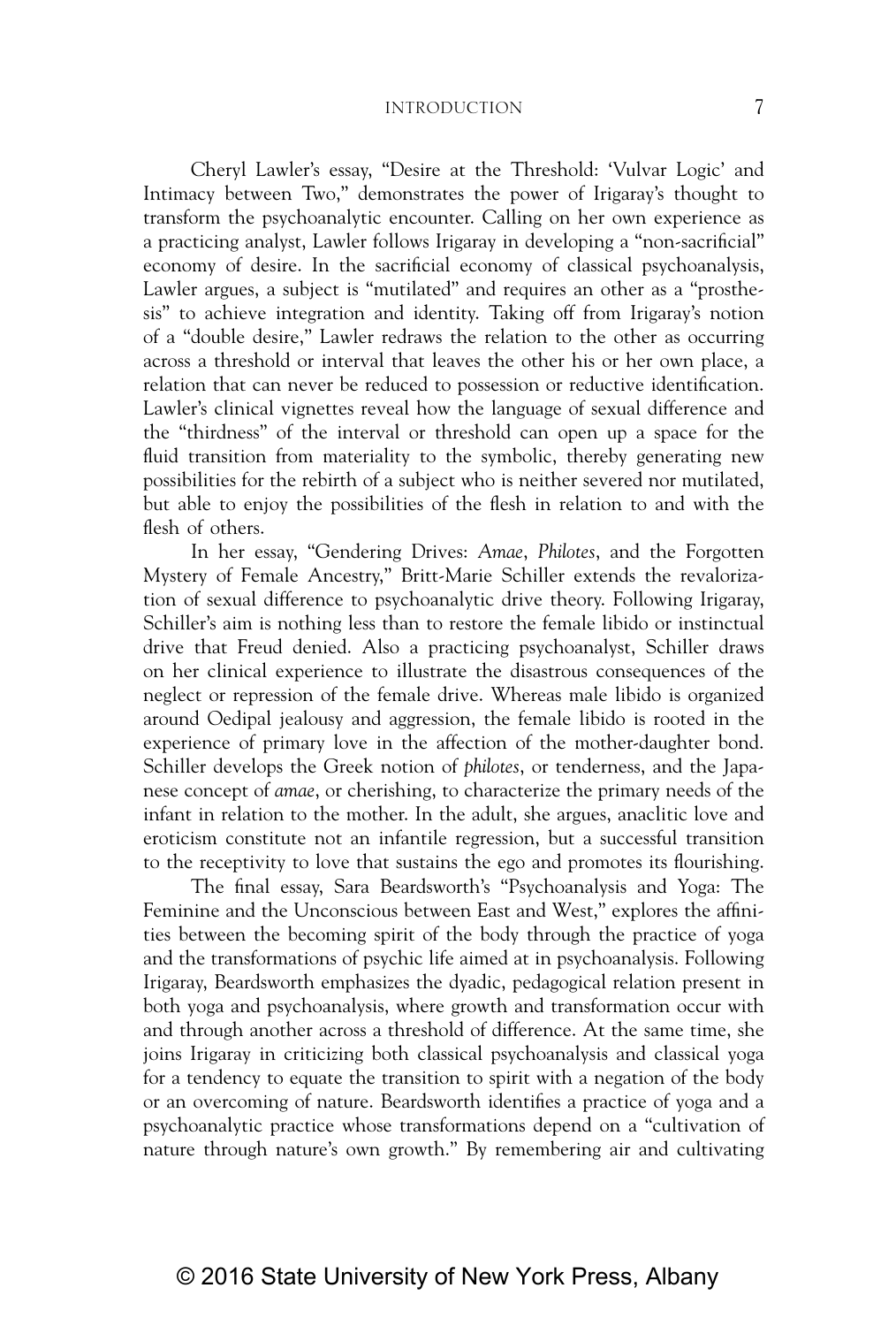Cheryl Lawler's essay, "Desire at the Threshold: 'Vulvar Logic' and Intimacy between Two," demonstrates the power of Irigaray's thought to transform the psychoanalytic encounter. Calling on her own experience as a practicing analyst, Lawler follows Irigaray in developing a "non-sacrificial" economy of desire. In the sacrificial economy of classical psychoanalysis, Lawler argues, a subject is "mutilated" and requires an other as a "prosthesis" to achieve integration and identity. Taking off from Irigaray's notion of a "double desire," Lawler redraws the relation to the other as occurring across a threshold or interval that leaves the other his or her own place, a relation that can never be reduced to possession or reductive identification. Lawler's clinical vignettes reveal how the language of sexual difference and the "thirdness" of the interval or threshold can open up a space for the fluid transition from materiality to the symbolic, thereby generating new possibilities for the rebirth of a subject who is neither severed nor mutilated, but able to enjoy the possibilities of the flesh in relation to and with the flesh of others.

In her essay, "Gendering Drives: *Amae*, *Philotes*, and the Forgotten Mystery of Female Ancestry," Britt-Marie Schiller extends the revalorization of sexual difference to psychoanalytic drive theory. Following Irigaray, Schiller's aim is nothing less than to restore the female libido or instinctual drive that Freud denied. Also a practicing psychoanalyst, Schiller draws on her clinical experience to illustrate the disastrous consequences of the neglect or repression of the female drive. Whereas male libido is organized around Oedipal jealousy and aggression, the female libido is rooted in the experience of primary love in the affection of the mother-daughter bond. Schiller develops the Greek notion of *philotes*, or tenderness, and the Japanese concept of *amae*, or cherishing, to characterize the primary needs of the infant in relation to the mother. In the adult, she argues, anaclitic love and eroticism constitute not an infantile regression, but a successful transition to the receptivity to love that sustains the ego and promotes its flourishing.

The final essay, Sara Beardsworth's "Psychoanalysis and Yoga: The Feminine and the Unconscious between East and West," explores the affinities between the becoming spirit of the body through the practice of yoga and the transformations of psychic life aimed at in psychoanalysis. Following Irigaray, Beardsworth emphasizes the dyadic, pedagogical relation present in both yoga and psychoanalysis, where growth and transformation occur with and through another across a threshold of difference. At the same time, she joins Irigaray in criticizing both classical psychoanalysis and classical yoga for a tendency to equate the transition to spirit with a negation of the body or an overcoming of nature. Beardsworth identifies a practice of yoga and a psychoanalytic practice whose transformations depend on a "cultivation of nature through nature's own growth." By remembering air and cultivating

© 2016 State University of New York Press, Albany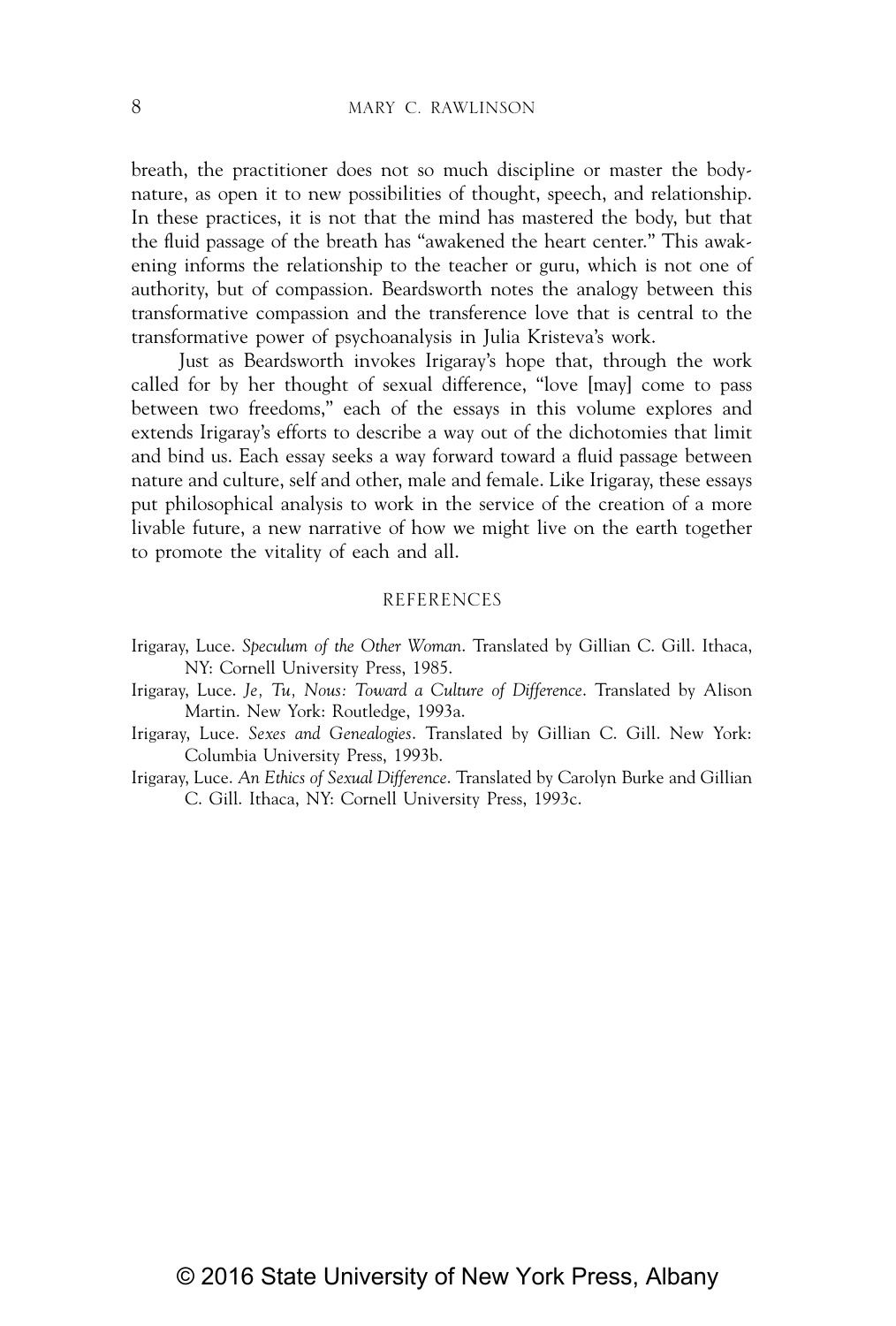breath, the practitioner does not so much discipline or master the body-nature, as open it to new possibilities of thought, speech, and relationship. In these practices, it is not that the mind has mastered the body, but that the fluid passage of the breath has "awakened the heart center." This awakening informs the relationship to the teacher or guru, which is not one of authority, but of compassion. Beardsworth notes the analogy between this transformative compassion and the transference love that is central to the transformative power of psychoanalysis in Julia Kristeva's work.

Just as Beardsworth invokes Irigaray's hope that, through the work called for by her thought of sexual difference, "love [may] come to pass between two freedoms," each of the essays in this volume explores and extends Irigaray's efforts to describe a way out of the dichotomies that limit and bind us. Each essay seeks a way forward toward a fluid passage between nature and culture, self and other, male and female. Like Irigaray, these essays put philosophical analysis to work in the service of the creation of a more livable future, a new narrative of how we might live on the earth together to promote the vitality of each and all.

## REFERENCES

Irigaray, Luce. *Speculum of the Other Woman*. Translated by Gillian C. Gill. Ithaca, NY: Cornell University Press, 1985.

Irigaray, Luce. *Je, Tu, Nous: Toward a Culture of Difference*. Translated by Alison Martin. New York: Routledge, 1993a.

Irigaray, Luce. *Sexes and Genealogies*. Translated by Gillian C. Gill. New York: Columbia University Press, 1993b.

Irigaray, Luce. *An Ethics of Sexual Difference*. Translated by Carolyn Burke and Gillian C. Gill. Ithaca, NY: Cornell University Press, 1993c.

© 2016 State University of New York Press, Albany